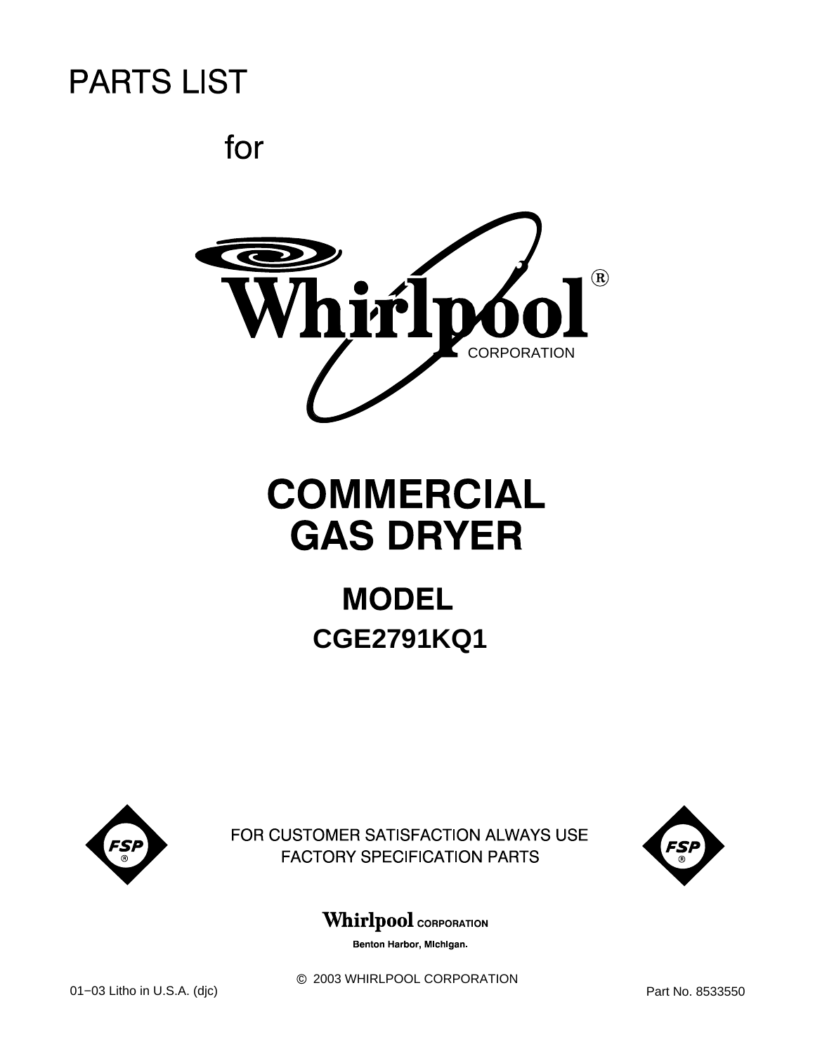# PARTS LIST

for

Whirlpool®
CORPORATION

# COMMERCIAL GAS DRYER

## MODEL

## CGE2791KQ1

FSP®

FOR CUSTOMER SATISFACTION ALWAYS USE FACTORY SPECIFICATION PARTS

FSP®

**Whirlpool CORPORATION**
**Benton Harbor, Michigan.**

© 2003 WHIRLPOOL CORPORATION

01−03 Litho in U.S.A. (djc)

Part No. 8533550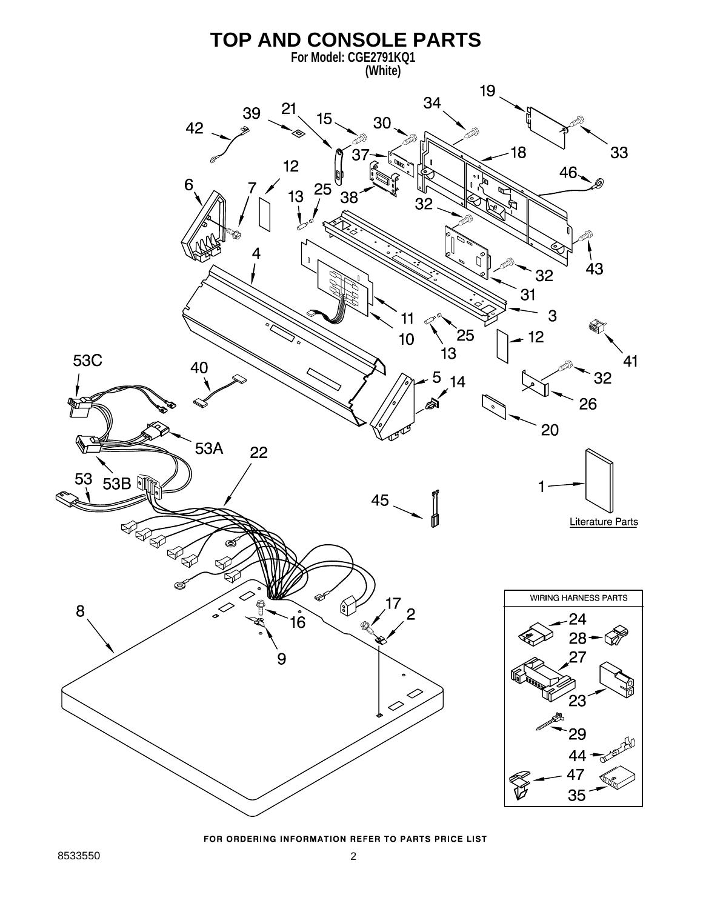# TOP AND CONSOLE PARTS

**For Model: CGE2791KQ1**
**(White)**

Literature Parts

WIRING HARNESS PARTS

FOR ORDERING INFORMATION REFER TO PARTS PRICE LIST

8533550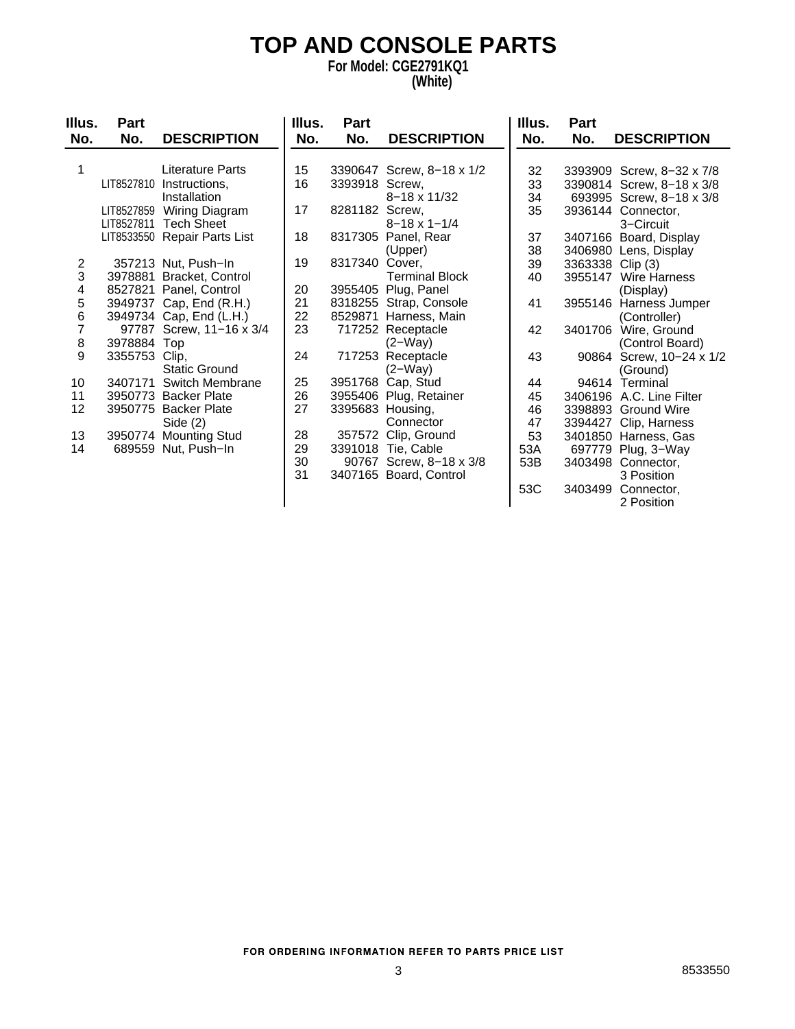# TOP AND CONSOLE PARTS

**For Model: CGE2791KQ1**
**(White)**

| Illus. No. | Part No. | DESCRIPTION |
|---|---|---|
| 1 | | Literature Parts |
| | LIT8527810 | Instructions, Installation |
| | LIT8527859 | Wiring Diagram |
| | LIT8527811 | Tech Sheet |
| | LIT8533550 | Repair Parts List |
| 2 | 357213 | Nut, Push−In |
| 3 | 3978881 | Bracket, Control |
| 4 | 8527821 | Panel, Control |
| 5 | 3949737 | Cap, End (R.H.) |
| 6 | 3949734 | Cap, End (L.H.) |
| 7 | 97787 | Screw, 11−16 x 3/4 |
| 8 | 3978884 | Top |
| 9 | 3355753 | Clip, Static Ground |
| 10 | 3407171 | Switch Membrane |
| 11 | 3950773 | Backer Plate |
| 12 | 3950775 | Backer Plate Side (2) |
| 13 | 3950774 | Mounting Stud |
| 14 | 689559 | Nut, Push−In |
| 15 | 3390647 | Screw, 8−18 x 1/2 |
| 16 | 3393918 | Screw, 8−18 x 11/32 |
| 17 | 8281182 | Screw, 8−18 x 1−1/4 |
| 18 | 8317305 | Panel, Rear (Upper) |
| 19 | 8317340 | Cover, Terminal Block |
| 20 | 3955405 | Plug, Panel |
| 21 | 8318255 | Strap, Console |
| 22 | 8529871 | Harness, Main |
| 23 | 717252 | Receptacle (2−Way) |
| 24 | 717253 | Receptacle (2−Way) |
| 25 | 3951768 | Cap, Stud |
| 26 | 3955406 | Plug, Retainer |
| 27 | 3395683 | Housing, Connector |
| 28 | 357572 | Clip, Ground |
| 29 | 3391018 | Tie, Cable |
| 30 | 90767 | Screw, 8−18 x 3/8 |
| 31 | 3407165 | Board, Control |
| 32 | 3393909 | Screw, 8−32 x 7/8 |
| 33 | 3390814 | Screw, 8−18 x 3/8 |
| 34 | 693995 | Screw, 8−18 x 3/8 |
| 35 | 3936144 | Connector, 3−Circuit |
| 37 | 3407166 | Board, Display |
| 38 | 3406980 | Lens, Display |
| 39 | 3363338 | Clip (3) |
| 40 | 3955147 | Wire Harness (Display) |
| 41 | 3955146 | Harness Jumper (Controller) |
| 42 | 3401706 | Wire, Ground (Control Board) |
| 43 | 90864 | Screw, 10−24 x 1/2 (Ground) |
| 44 | 94614 | Terminal |
| 45 | 3406196 | A.C. Line Filter |
| 46 | 3398893 | Ground Wire |
| 47 | 3394427 | Clip, Harness |
| 53 | 3401850 | Harness, Gas |
| 53A | 697779 | Plug, 3−Way |
| 53B | 3403498 | Connector, 3 Position |
| 53C | 3403499 | Connector, 2 Position |

FOR ORDERING INFORMATION REFER TO PARTS PRICE LIST

8533550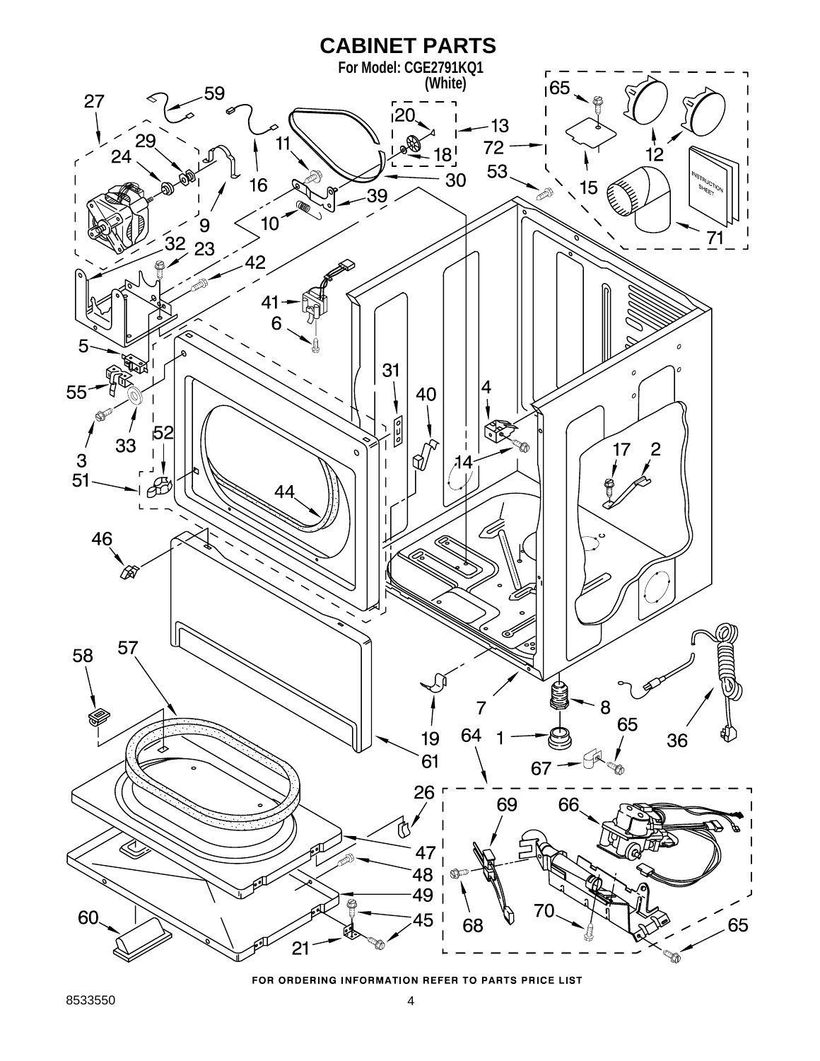# CABINET PARTS

**For Model: CGE2791KQ1**
**(White)**

FOR ORDERING INFORMATION REFER TO PARTS PRICE LIST

8533550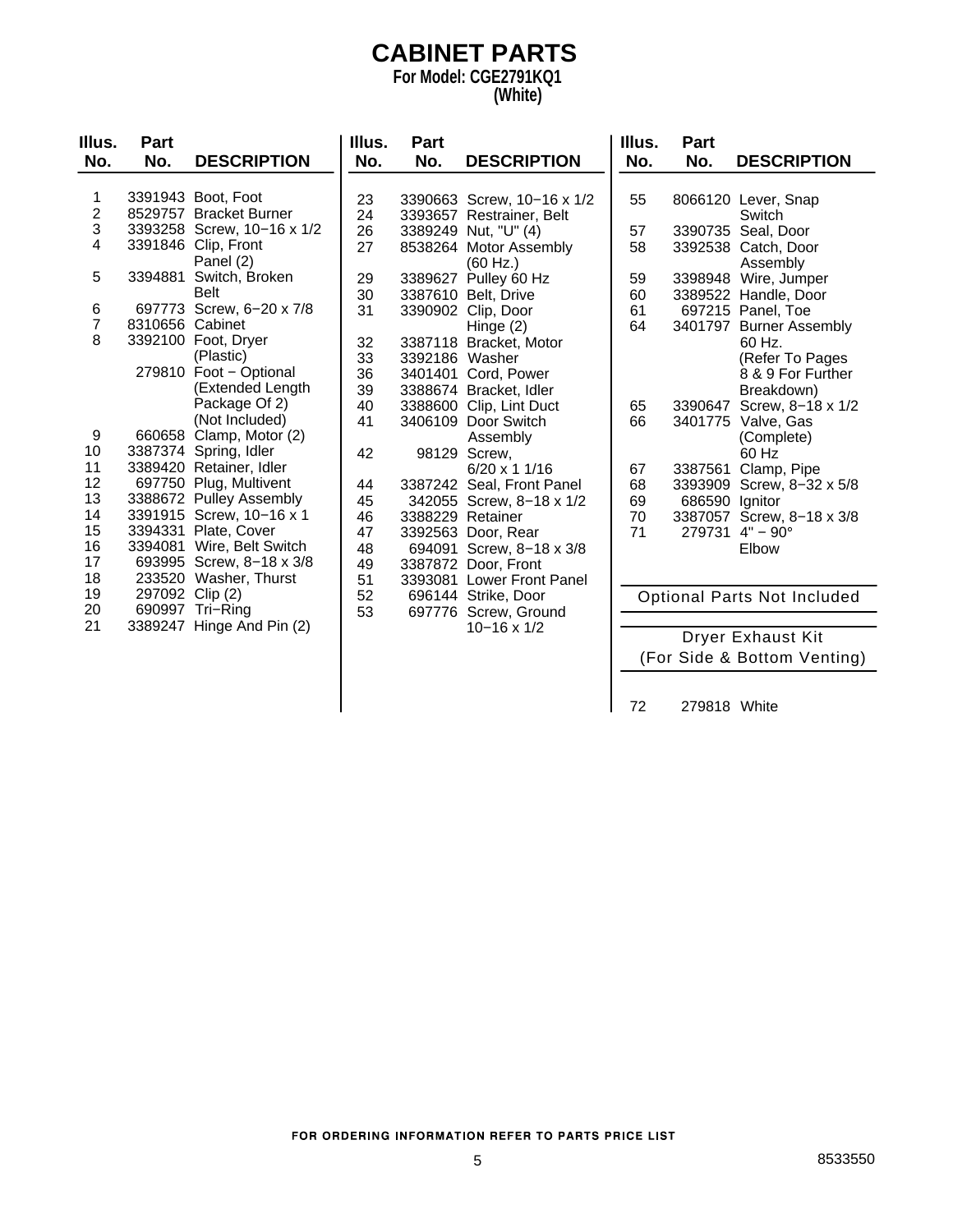# CABINET PARTS

**For Model: CGE2791KQ1**
**(White)**

| Illus. No. | Part No. | DESCRIPTION |
|---|---|---|
| 1 | 3391943 | Boot, Foot |
| 2 | 8529757 | Bracket Burner |
| 3 | 3393258 | Screw, 10−16 x 1/2 |
| 4 | 3391846 | Clip, Front Panel (2) |
| 5 | 3394881 | Switch, Broken Belt |
| 6 | 697773 | Screw, 6−20 x 7/8 |
| 7 | 8310656 | Cabinet |
| 8 | 3392100 | Foot, Dryer (Plastic) |
| | 279810 | Foot − Optional (Extended Length Package Of 2) (Not Included) |
| 9 | 660658 | Clamp, Motor (2) |
| 10 | 3387374 | Spring, Idler |
| 11 | 3389420 | Retainer, Idler |
| 12 | 697750 | Plug, Multivent |
| 13 | 3388672 | Pulley Assembly |
| 14 | 3391915 | Screw, 10−16 x 1 |
| 15 | 3394331 | Plate, Cover |
| 16 | 3394081 | Wire, Belt Switch |
| 17 | 693995 | Screw, 8−18 x 3/8 |
| 18 | 233520 | Washer, Thurst |
| 19 | 297092 | Clip (2) |
| 20 | 690997 | Tri−Ring |
| 21 | 3389247 | Hinge And Pin (2) |
| 23 | 3390663 | Screw, 10−16 x 1/2 |
| 24 | 3393657 | Restrainer, Belt |
| 26 | 3389249 | Nut, "U" (4) |
| 27 | 8538264 | Motor Assembly (60 Hz.) |
| 29 | 3389627 | Pulley 60 Hz |
| 30 | 3387610 | Belt, Drive |
| 31 | 3390902 | Clip, Door Hinge (2) |
| 32 | 3387118 | Bracket, Motor |
| 33 | 3392186 | Washer |
| 36 | 3401401 | Cord, Power |
| 39 | 3388674 | Bracket, Idler |
| 40 | 3388600 | Clip, Lint Duct |
| 41 | 3406109 | Door Switch Assembly |
| 42 | 98129 | Screw, 6/20 x 1 1/16 |
| 44 | 3387242 | Seal, Front Panel |
| 45 | 342055 | Screw, 8−18 x 1/2 |
| 46 | 3388229 | Retainer |
| 47 | 3392563 | Door, Rear |
| 48 | 694091 | Screw, 8−18 x 3/8 |
| 49 | 3387872 | Door, Front |
| 51 | 3393081 | Lower Front Panel |
| 52 | 696144 | Strike, Door |
| 53 | 697776 | Screw, Ground 10−16 x 1/2 |
| 55 | 8066120 | Lever, Snap Switch |
| 57 | 3390735 | Seal, Door |
| 58 | 3392538 | Catch, Door Assembly |
| 59 | 3398948 | Wire, Jumper |
| 60 | 3389522 | Handle, Door |
| 61 | 697215 | Panel, Toe |
| 64 | 3401797 | Burner Assembly 60 Hz. (Refer To Pages 8 & 9 For Further Breakdown) |
| 65 | 3390647 | Screw, 8−18 x 1/2 |
| 66 | 3401775 | Valve, Gas (Complete) 60 Hz |
| 67 | 3387561 | Clamp, Pipe |
| 68 | 3393909 | Screw, 8−32 x 5/8 |
| 69 | 686590 | Ignitor |
| 70 | 3387057 | Screw, 8−18 x 3/8 |
| 71 | 279731 | 4" − 90° Elbow |

**Optional Parts Not Included**

**Dryer Exhaust Kit (For Side & Bottom Venting)**

| Illus. No. | Part No. | DESCRIPTION |
|---|---|---|
| 72 | 279818 | White |

FOR ORDERING INFORMATION REFER TO PARTS PRICE LIST

8533550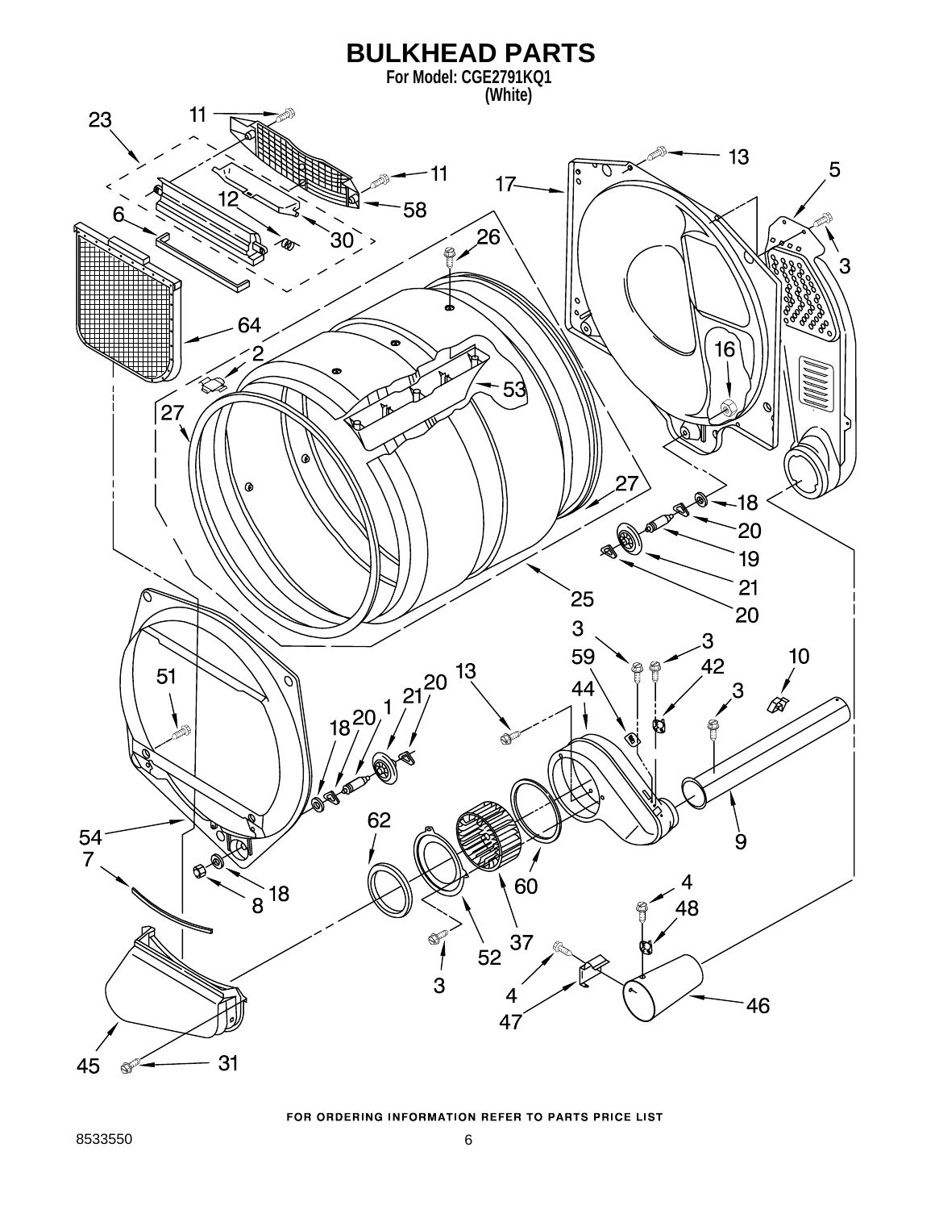# BULKHEAD PARTS

**For Model: CGE2791KQ1**
**(White)**

FOR ORDERING INFORMATION REFER TO PARTS PRICE LIST

8533550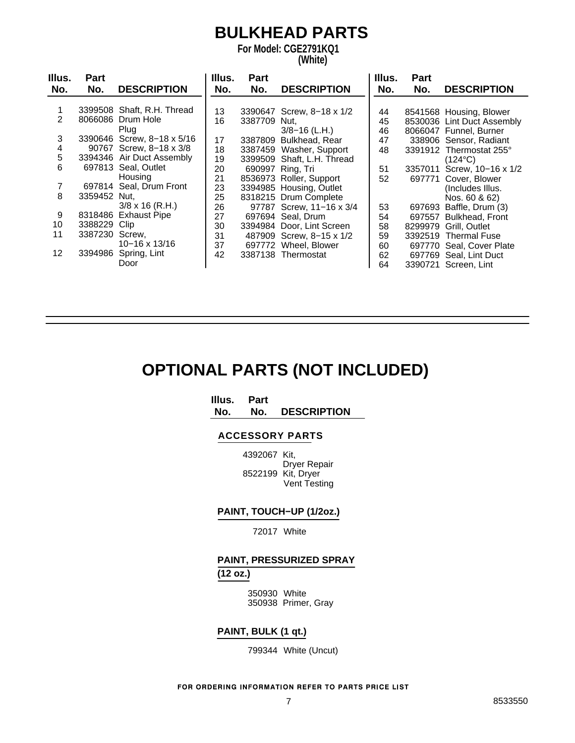# BULKHEAD PARTS

**For Model: CGE2791KQ1**
**(White)**

| Illus. No. | Part No. | DESCRIPTION |
|---|---|---|
| 1 | 3399508 | Shaft, R.H. Thread |
| 2 | 8066086 | Drum Hole Plug |
| 3 | 3390646 | Screw, 8−18 x 5/16 |
| 4 | 90767 | Screw, 8−18 x 3/8 |
| 5 | 3394346 | Air Duct Assembly |
| 6 | 697813 | Seal, Outlet Housing |
| 7 | 697814 | Seal, Drum Front |
| 8 | 3359452 | Nut, 3/8 x 16 (R.H.) |
| 9 | 8318486 | Exhaust Pipe |
| 10 | 3388229 | Clip |
| 11 | 3387230 | Screw, 10−16 x 13/16 |
| 12 | 3394986 | Spring, Lint Door |
| 13 | 3390647 | Screw, 8−18 x 1/2 |
| 16 | 3387709 | Nut, 3/8−16 (L.H.) |
| 17 | 3387809 | Bulkhead, Rear |
| 18 | 3387459 | Washer, Support |
| 19 | 3399509 | Shaft, L.H. Thread |
| 20 | 690997 | Ring, Tri |
| 21 | 8536973 | Roller, Support |
| 23 | 3394985 | Housing, Outlet |
| 25 | 8318215 | Drum Complete |
| 26 | 97787 | Screw, 11−16 x 3/4 |
| 27 | 697694 | Seal, Drum |
| 30 | 3394984 | Door, Lint Screen |
| 31 | 487909 | Screw, 8−15 x 1/2 |
| 37 | 697772 | Wheel, Blower |
| 42 | 3387138 | Thermostat |
| 44 | 8541568 | Housing, Blower |
| 45 | 8530036 | Lint Duct Assembly |
| 46 | 8066047 | Funnel, Burner |
| 47 | 338906 | Sensor, Radiant |
| 48 | 3391912 | Thermostat 255° (124°C) |
| 51 | 3357011 | Screw, 10−16 x 1/2 |
| 52 | 697771 | Cover, Blower (Includes Illus. Nos. 60 & 62) |
| 53 | 697693 | Baffle, Drum (3) |
| 54 | 697557 | Bulkhead, Front |
| 58 | 8299979 | Grill, Outlet |
| 59 | 3392519 | Thermal Fuse |
| 60 | 697770 | Seal, Cover Plate |
| 62 | 697769 | Seal, Lint Duct |
| 64 | 3390721 | Screen, Lint |

# OPTIONAL PARTS (NOT INCLUDED)

| Illus. No. | Part No. | DESCRIPTION |
|---|---|---|
| | | **ACCESSORY PARTS** |
| | 4392067 | Kit, Dryer Repair |
| | 8522199 | Kit, Dryer Vent Testing |
| | | **PAINT, TOUCH−UP (1/2oz.)** |
| | 72017 | White |
| | | **PAINT, PRESSURIZED SPRAY (12 oz.)** |
| | 350930 | White |
| | 350938 | Primer, Gray |
| | | **PAINT, BULK (1 qt.)** |
| | 799344 | White (Uncut) |

FOR ORDERING INFORMATION REFER TO PARTS PRICE LIST

8533550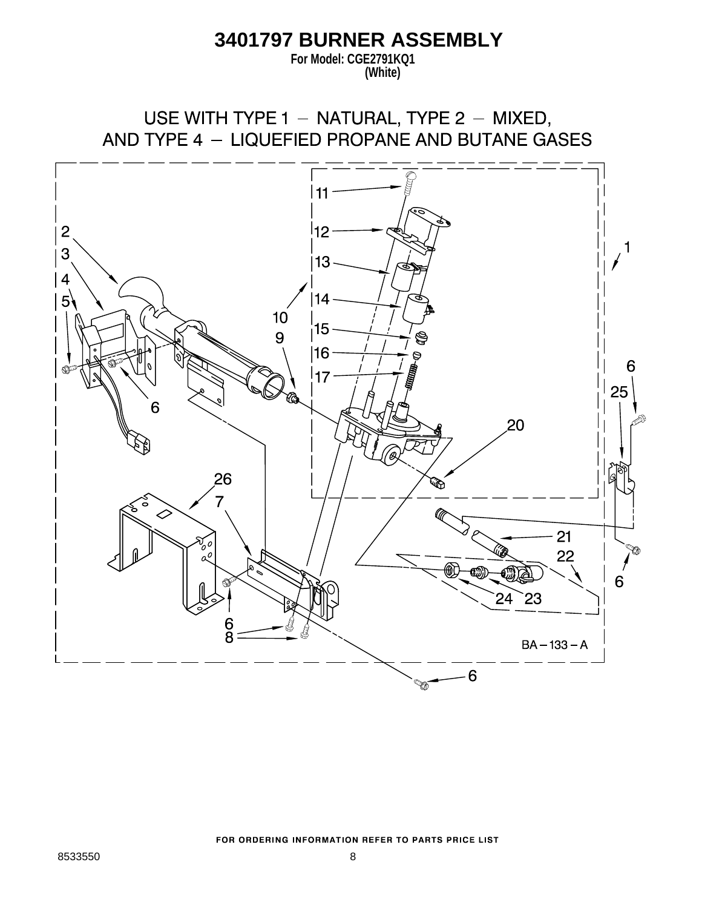# 3401797 BURNER ASSEMBLY

**For Model: CGE2791KQ1**
**(White)**

USE WITH TYPE 1 – NATURAL, TYPE 2 – MIXED, AND TYPE 4 – LIQUEFIED PROPANE AND BUTANE GASES

BA – 133 – A

FOR ORDERING INFORMATION REFER TO PARTS PRICE LIST

8533550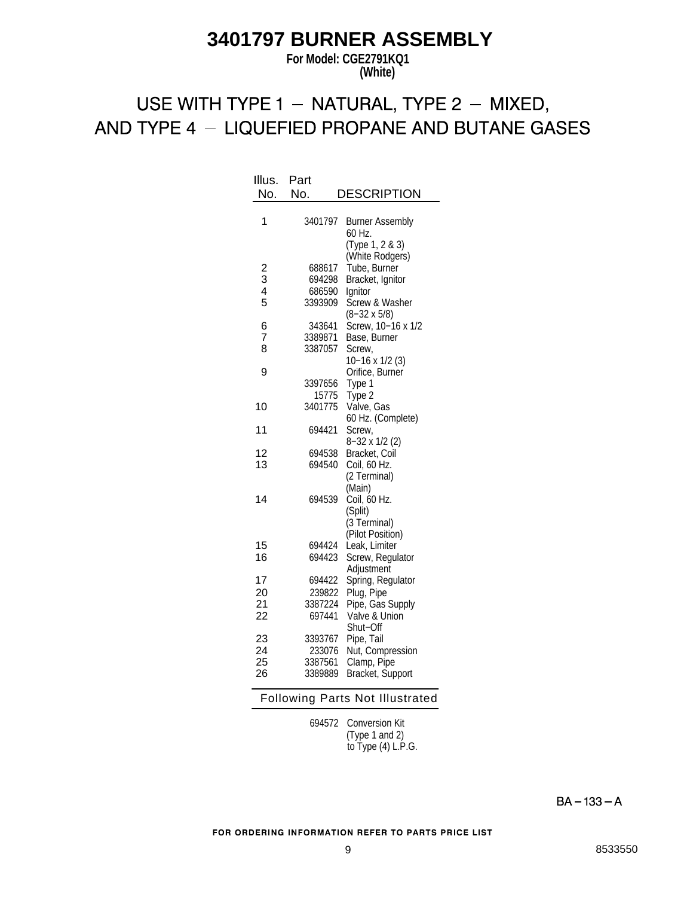# 3401797 BURNER ASSEMBLY

**For Model: CGE2791KQ1**
**(White)**

## USE WITH TYPE 1 – NATURAL, TYPE 2 – MIXED, AND TYPE 4 – LIQUEFIED PROPANE AND BUTANE GASES

| Illus. No. | Part No. | DESCRIPTION |
|---|---|---|
| 1 | 3401797 | Burner Assembly 60 Hz. (Type 1, 2 & 3) (White Rodgers) |
| 2 | 688617 | Tube, Burner |
| 3 | 694298 | Bracket, Ignitor |
| 4 | 686590 | Ignitor |
| 5 | 3393909 | Screw & Washer (8−32 x 5/8) |
| 6 | 343641 | Screw, 10−16 x 1/2 |
| 7 | 3389871 | Base, Burner |
| 8 | 3387057 | Screw, 10−16 x 1/2 (3) |
| 9 | | Orifice, Burner |
| | 3397656 | Type 1 |
| | 15775 | Type 2 |
| 10 | 3401775 | Valve, Gas 60 Hz. (Complete) |
| 11 | 694421 | Screw, 8−32 x 1/2 (2) |
| 12 | 694538 | Bracket, Coil |
| 13 | 694540 | Coil, 60 Hz. (2 Terminal) (Main) |
| 14 | 694539 | Coil, 60 Hz. (Split) (3 Terminal) (Pilot Position) |
| 15 | 694424 | Leak, Limiter |
| 16 | 694423 | Screw, Regulator Adjustment |
| 17 | 694422 | Spring, Regulator |
| 20 | 239822 | Plug, Pipe |
| 21 | 3387224 | Pipe, Gas Supply |
| 22 | 697441 | Valve & Union Shut−Off |
| 23 | 3393767 | Pipe, Tail |
| 24 | 233076 | Nut, Compression |
| 25 | 3387561 | Clamp, Pipe |
| 26 | 3389889 | Bracket, Support |

**Following Parts Not Illustrated**

| | Part No. | DESCRIPTION |
|---|---|---|
| | 694572 | Conversion Kit (Type 1 and 2) to Type (4) L.P.G. |

BA – 133 – A

FOR ORDERING INFORMATION REFER TO PARTS PRICE LIST

8533550